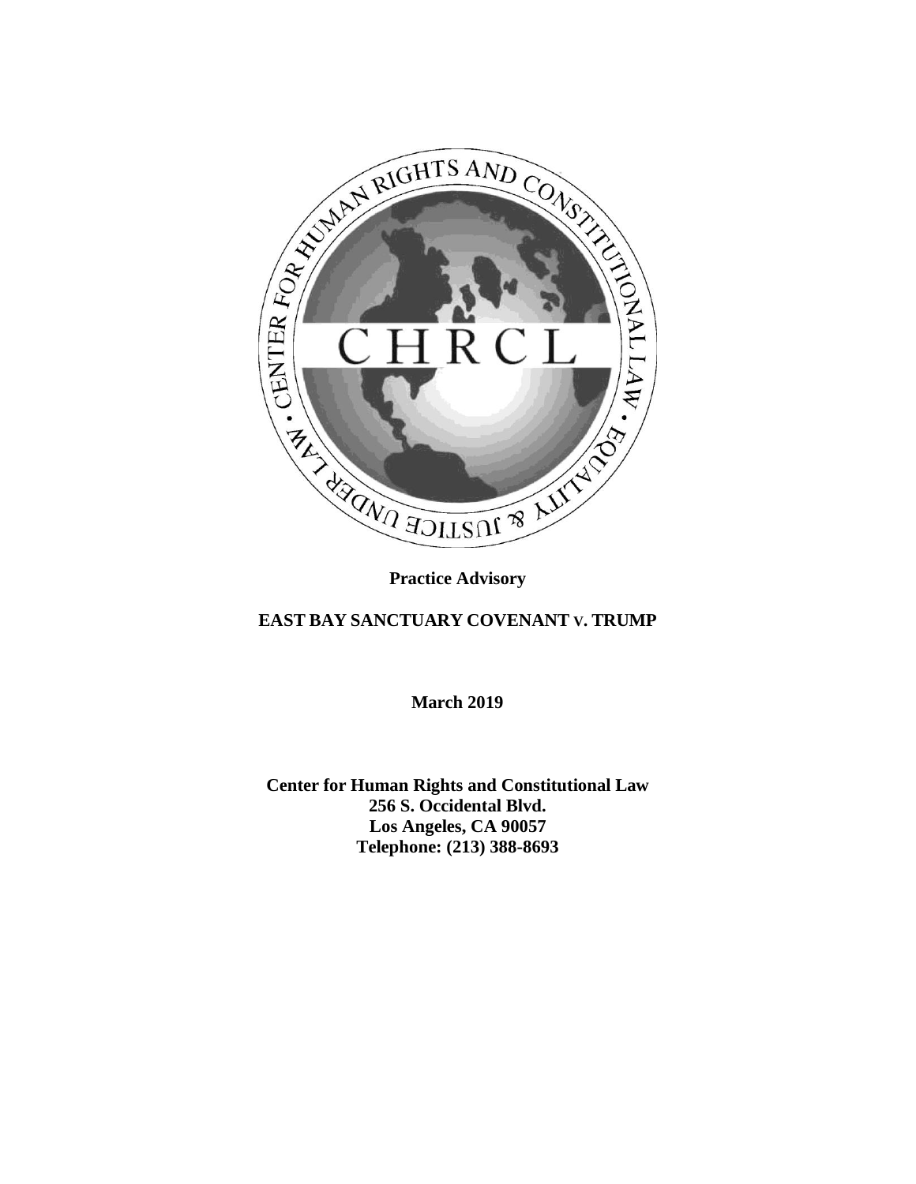**Practice Advisory**

**EAST BAY SANCTUARY COVENANT v. TRUMP**

**March 2019**

**Center for Human Rights and Constitutional Law**
**256 S. Occidental Blvd.**
**Los Angeles, CA 90057**
**Telephone: (213) 388-8693**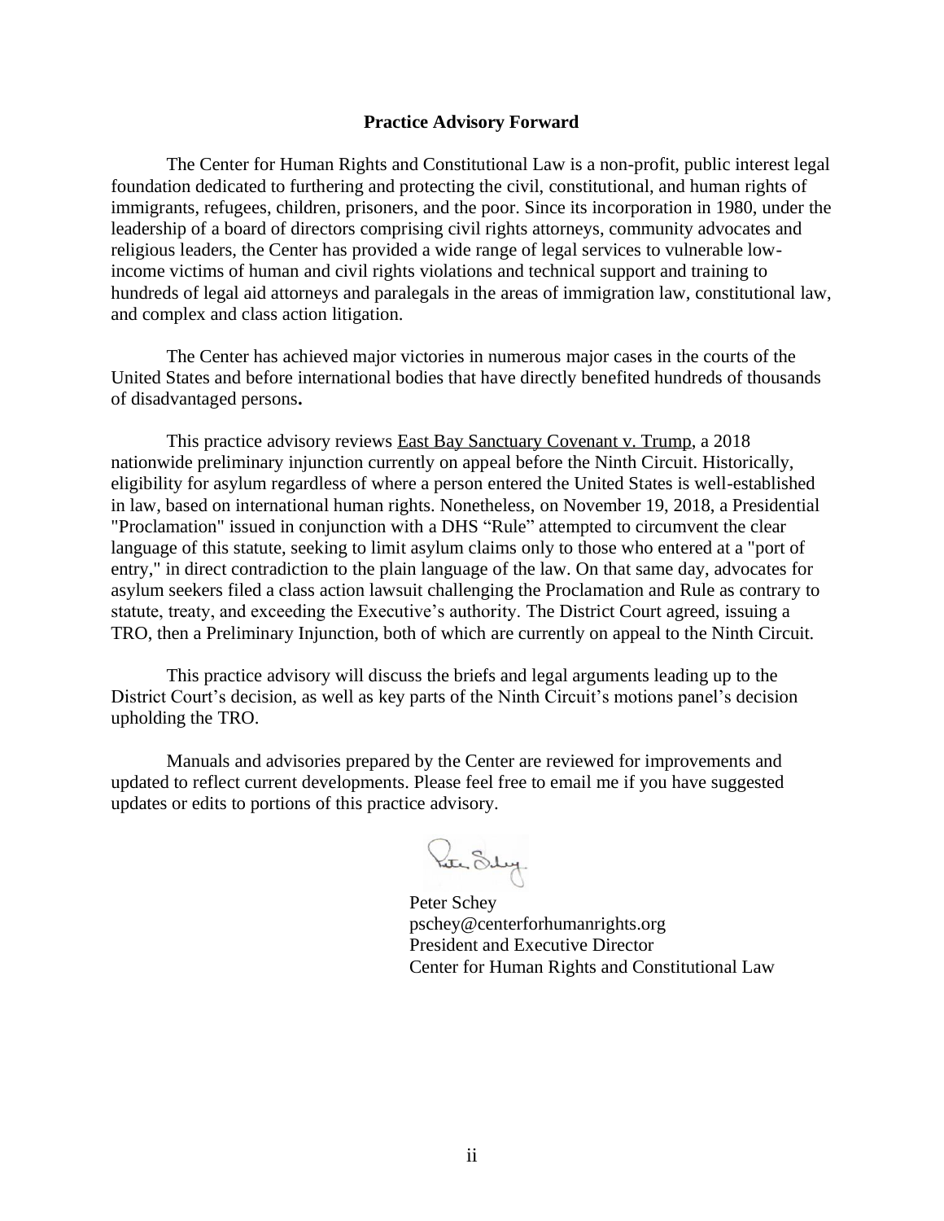## Practice Advisory Forward

The Center for Human Rights and Constitutional Law is a non-profit, public interest legal foundation dedicated to furthering and protecting the civil, constitutional, and human rights of immigrants, refugees, children, prisoners, and the poor. Since its incorporation in 1980, under the leadership of a board of directors comprising civil rights attorneys, community advocates and religious leaders, the Center has provided a wide range of legal services to vulnerable low-income victims of human and civil rights violations and technical support and training to hundreds of legal aid attorneys and paralegals in the areas of immigration law, constitutional law, and complex and class action litigation.

The Center has achieved major victories in numerous major cases in the courts of the United States and before international bodies that have directly benefited hundreds of thousands of disadvantaged persons**.**

This practice advisory reviews East Bay Sanctuary Covenant v. Trump, a 2018 nationwide preliminary injunction currently on appeal before the Ninth Circuit. Historically, eligibility for asylum regardless of where a person entered the United States is well-established in law, based on international human rights. Nonetheless, on November 19, 2018, a Presidential "Proclamation" issued in conjunction with a DHS "Rule" attempted to circumvent the clear language of this statute, seeking to limit asylum claims only to those who entered at a "port of entry," in direct contradiction to the plain language of the law. On that same day, advocates for asylum seekers filed a class action lawsuit challenging the Proclamation and Rule as contrary to statute, treaty, and exceeding the Executive's authority. The District Court agreed, issuing a TRO, then a Preliminary Injunction, both of which are currently on appeal to the Ninth Circuit.

This practice advisory will discuss the briefs and legal arguments leading up to the District Court's decision, as well as key parts of the Ninth Circuit's motions panel's decision upholding the TRO.

Manuals and advisories prepared by the Center are reviewed for improvements and updated to reflect current developments. Please feel free to email me if you have suggested updates or edits to portions of this practice advisory.

Peter Schey
pschey@centerforhumanrights.org
President and Executive Director
Center for Human Rights and Constitutional Law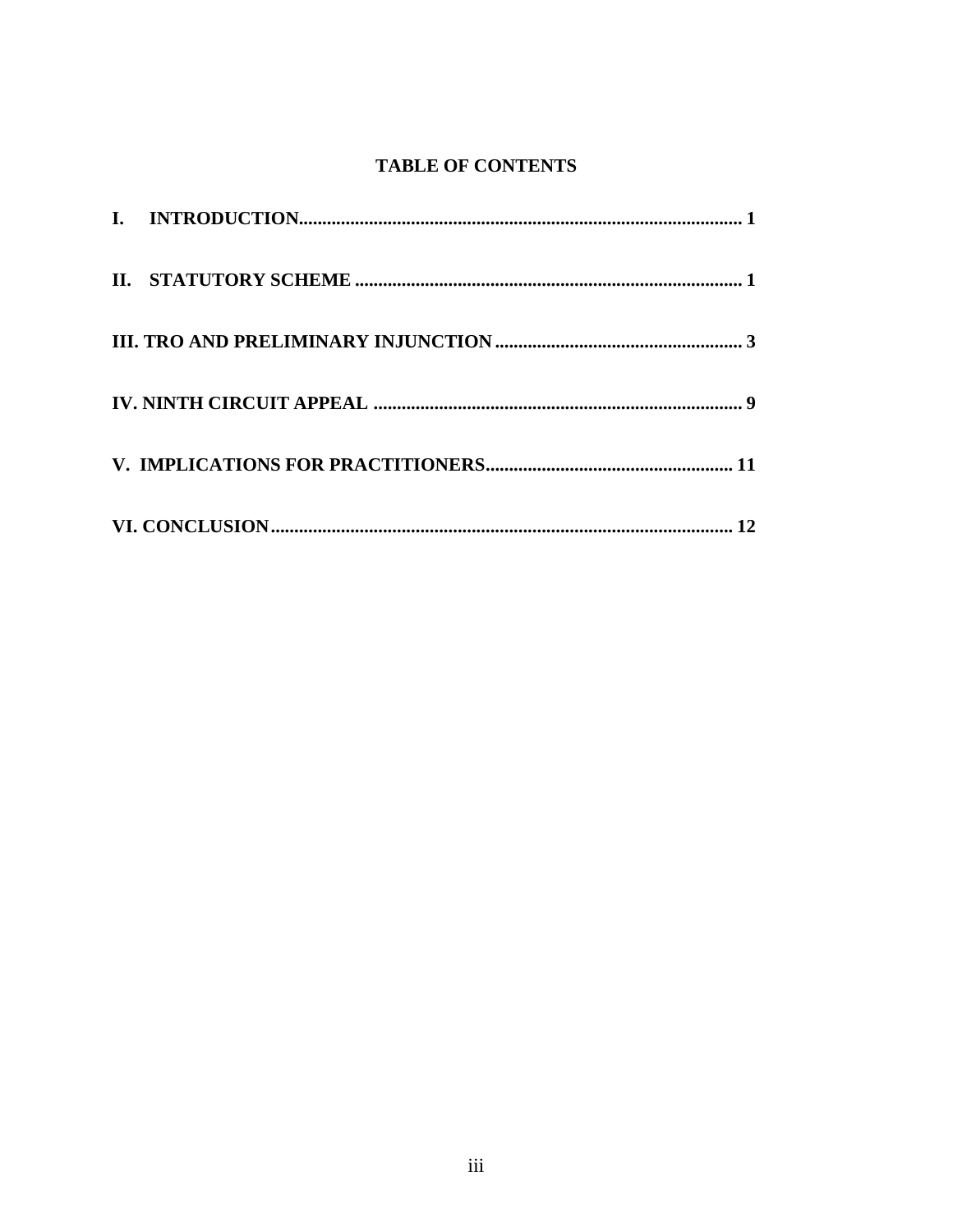# TABLE OF CONTENTS

**I. INTRODUCTION** .......... **1**

**II. STATUTORY SCHEME** .......... **1**

**III. TRO AND PRELIMINARY INJUNCTION** .......... **3**

**IV. NINTH CIRCUIT APPEAL** .......... **9**

**V. IMPLICATIONS FOR PRACTITIONERS** .......... **11**

**VI. CONCLUSION** .......... **12**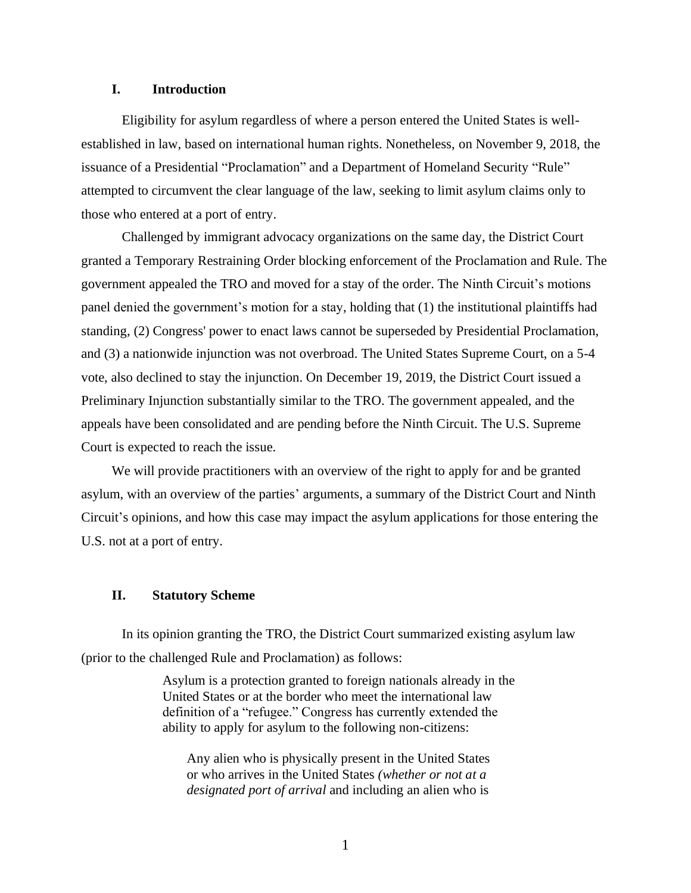## I. Introduction

Eligibility for asylum regardless of where a person entered the United States is well-established in law, based on international human rights. Nonetheless, on November 9, 2018, the issuance of a Presidential "Proclamation" and a Department of Homeland Security "Rule" attempted to circumvent the clear language of the law, seeking to limit asylum claims only to those who entered at a port of entry.

Challenged by immigrant advocacy organizations on the same day, the District Court granted a Temporary Restraining Order blocking enforcement of the Proclamation and Rule. The government appealed the TRO and moved for a stay of the order. The Ninth Circuit's motions panel denied the government's motion for a stay, holding that (1) the institutional plaintiffs had standing, (2) Congress' power to enact laws cannot be superseded by Presidential Proclamation, and (3) a nationwide injunction was not overbroad. The United States Supreme Court, on a 5-4 vote, also declined to stay the injunction. On December 19, 2019, the District Court issued a Preliminary Injunction substantially similar to the TRO. The government appealed, and the appeals have been consolidated and are pending before the Ninth Circuit. The U.S. Supreme Court is expected to reach the issue.

We will provide practitioners with an overview of the right to apply for and be granted asylum, with an overview of the parties' arguments, a summary of the District Court and Ninth Circuit's opinions, and how this case may impact the asylum applications for those entering the U.S. not at a port of entry.

## II. Statutory Scheme

In its opinion granting the TRO, the District Court summarized existing asylum law (prior to the challenged Rule and Proclamation) as follows:

> Asylum is a protection granted to foreign nationals already in the United States or at the border who meet the international law definition of a "refugee." Congress has currently extended the ability to apply for asylum to the following non-citizens:
>
> > Any alien who is physically present in the United States or who arrives in the United States *(whether or not at a designated port of arrival* and including an alien who is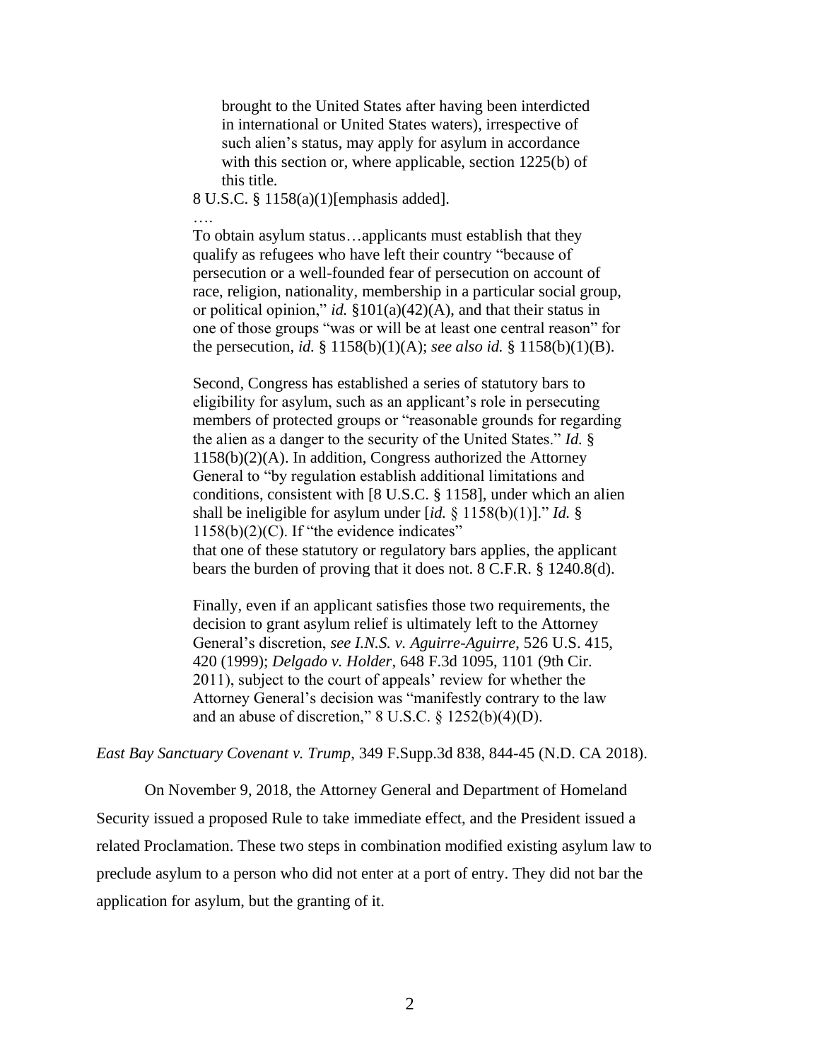> brought to the United States after having been interdicted in international or United States waters), irrespective of such alien's status, may apply for asylum in accordance with this section or, where applicable, section 1225(b) of this title.
>
> 8 U.S.C. § 1158(a)(1)[emphasis added].
>
> ….
>
> To obtain asylum status…applicants must establish that they qualify as refugees who have left their country "because of persecution or a well-founded fear of persecution on account of race, religion, nationality, membership in a particular social group, or political opinion," *id.* §101(a)(42)(A), and that their status in one of those groups "was or will be at least one central reason" for the persecution, *id.* § 1158(b)(1)(A); *see also id.* § 1158(b)(1)(B).
>
> Second, Congress has established a series of statutory bars to eligibility for asylum, such as an applicant's role in persecuting members of protected groups or "reasonable grounds for regarding the alien as a danger to the security of the United States." *Id.* § 1158(b)(2)(A). In addition, Congress authorized the Attorney General to "by regulation establish additional limitations and conditions, consistent with [8 U.S.C. § 1158], under which an alien shall be ineligible for asylum under [*id.* § 1158(b)(1)]." *Id.* § 1158(b)(2)(C). If "the evidence indicates" that one of these statutory or regulatory bars applies, the applicant bears the burden of proving that it does not. 8 C.F.R. § 1240.8(d).
>
> Finally, even if an applicant satisfies those two requirements, the decision to grant asylum relief is ultimately left to the Attorney General's discretion, *see I.N.S. v. Aguirre-Aguirre*, 526 U.S. 415, 420 (1999); *Delgado v. Holder*, 648 F.3d 1095, 1101 (9th Cir. 2011), subject to the court of appeals' review for whether the Attorney General's decision was "manifestly contrary to the law and an abuse of discretion," 8 U.S.C. § 1252(b)(4)(D).

*East Bay Sanctuary Covenant v. Trump*, 349 F.Supp.3d 838, 844-45 (N.D. CA 2018).

On November 9, 2018, the Attorney General and Department of Homeland Security issued a proposed Rule to take immediate effect, and the President issued a related Proclamation. These two steps in combination modified existing asylum law to preclude asylum to a person who did not enter at a port of entry. They did not bar the application for asylum, but the granting of it.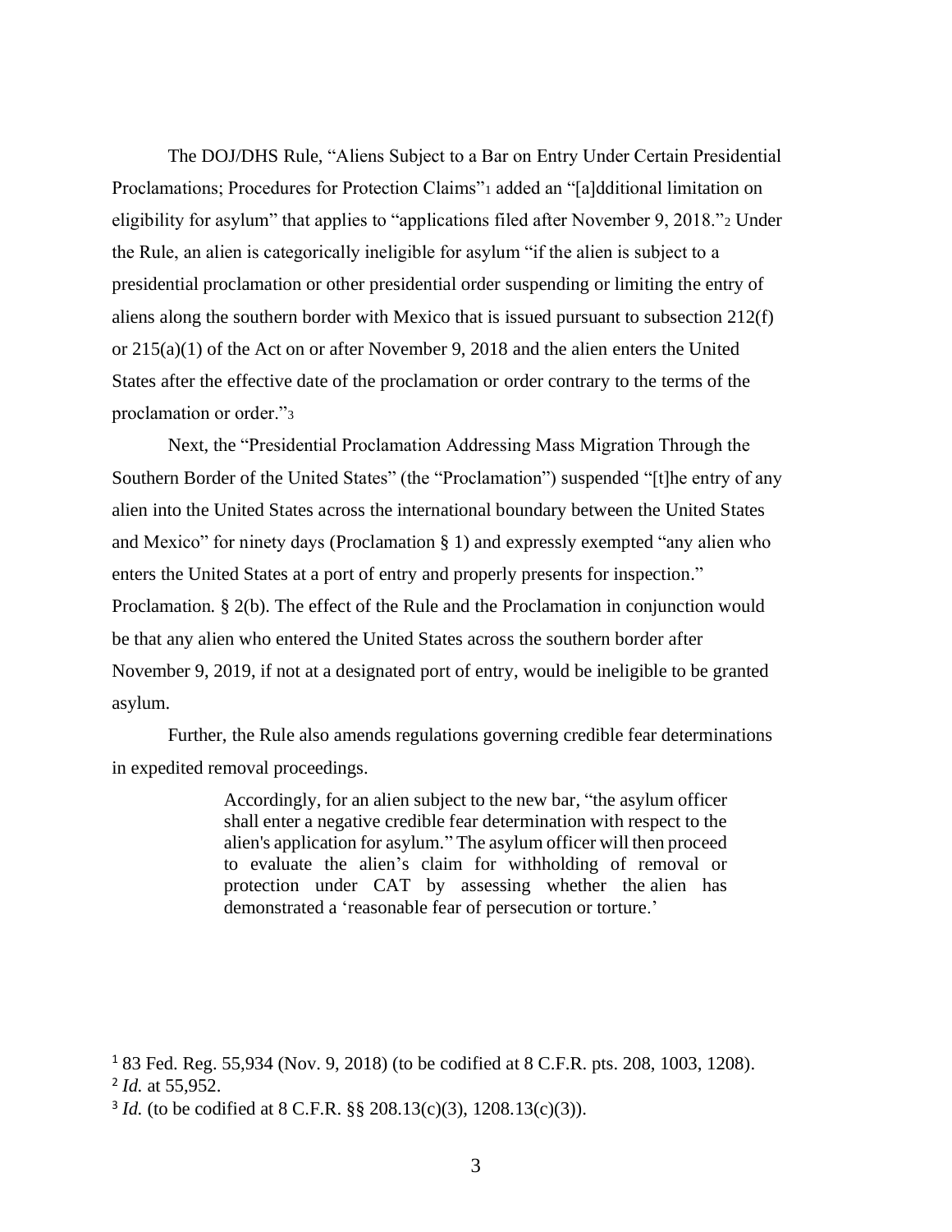The DOJ/DHS Rule, "Aliens Subject to a Bar on Entry Under Certain Presidential Proclamations; Procedures for Protection Claims"[1] added an "[a]dditional limitation on eligibility for asylum" that applies to "applications filed after November 9, 2018."[2] Under the Rule, an alien is categorically ineligible for asylum "if the alien is subject to a presidential proclamation or other presidential order suspending or limiting the entry of aliens along the southern border with Mexico that is issued pursuant to subsection 212(f) or 215(a)(1) of the Act on or after November 9, 2018 and the alien enters the United States after the effective date of the proclamation or order contrary to the terms of the proclamation or order."[3]

Next, the "Presidential Proclamation Addressing Mass Migration Through the Southern Border of the United States" (the "Proclamation") suspended "[t]he entry of any alien into the United States across the international boundary between the United States and Mexico" for ninety days (Proclamation § 1) and expressly exempted "any alien who enters the United States at a port of entry and properly presents for inspection." Proclamation. § 2(b). The effect of the Rule and the Proclamation in conjunction would be that any alien who entered the United States across the southern border after November 9, 2019, if not at a designated port of entry, would be ineligible to be granted asylum.

Further, the Rule also amends regulations governing credible fear determinations in expedited removal proceedings.

> Accordingly, for an alien subject to the new bar, "the asylum officer shall enter a negative credible fear determination with respect to the alien's application for asylum." The asylum officer will then proceed to evaluate the alien's claim for withholding of removal or protection under CAT by assessing whether the alien has demonstrated a 'reasonable fear of persecution or torture.'

---

[1] 83 Fed. Reg. 55,934 (Nov. 9, 2018) (to be codified at 8 C.F.R. pts. 208, 1003, 1208).

[2] *Id.* at 55,952.

[3] *Id.* (to be codified at 8 C.F.R. §§ 208.13(c)(3), 1208.13(c)(3)).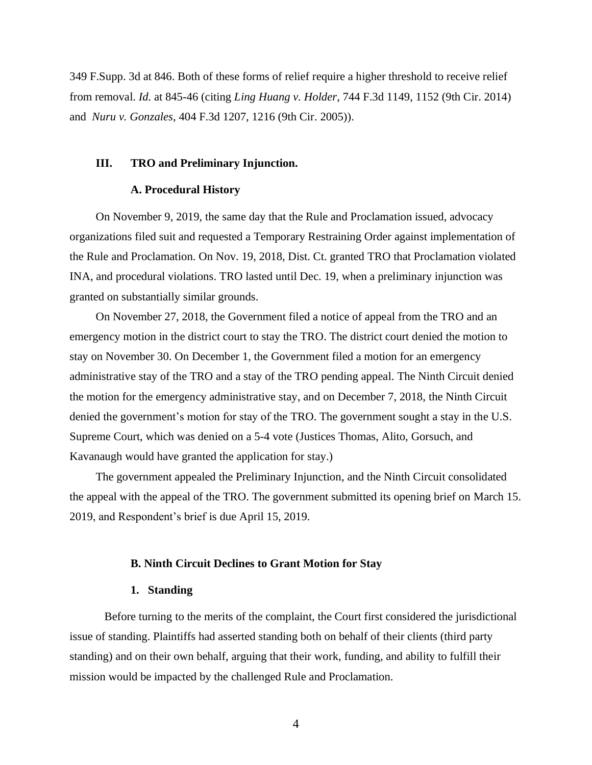349 F.Supp. 3d at 846. Both of these forms of relief require a higher threshold to receive relief from removal. *Id.* at 845-46 (citing *Ling Huang v. Holder*, 744 F.3d 1149, 1152 (9th Cir. 2014) and *Nuru v. Gonzales*, 404 F.3d 1207, 1216 (9th Cir. 2005)).

## III. TRO and Preliminary Injunction.

### A. Procedural History

On November 9, 2019, the same day that the Rule and Proclamation issued, advocacy organizations filed suit and requested a Temporary Restraining Order against implementation of the Rule and Proclamation. On Nov. 19, 2018, Dist. Ct. granted TRO that Proclamation violated INA, and procedural violations. TRO lasted until Dec. 19, when a preliminary injunction was granted on substantially similar grounds.

On November 27, 2018, the Government filed a notice of appeal from the TRO and an emergency motion in the district court to stay the TRO. The district court denied the motion to stay on November 30. On December 1, the Government filed a motion for an emergency administrative stay of the TRO and a stay of the TRO pending appeal. The Ninth Circuit denied the motion for the emergency administrative stay, and on December 7, 2018, the Ninth Circuit denied the government's motion for stay of the TRO. The government sought a stay in the U.S. Supreme Court, which was denied on a 5-4 vote (Justices Thomas, Alito, Gorsuch, and Kavanaugh would have granted the application for stay.)

The government appealed the Preliminary Injunction, and the Ninth Circuit consolidated the appeal with the appeal of the TRO. The government submitted its opening brief on March 15. 2019, and Respondent's brief is due April 15, 2019.

### B. Ninth Circuit Declines to Grant Motion for Stay

#### 1. Standing

Before turning to the merits of the complaint, the Court first considered the jurisdictional issue of standing. Plaintiffs had asserted standing both on behalf of their clients (third party standing) and on their own behalf, arguing that their work, funding, and ability to fulfill their mission would be impacted by the challenged Rule and Proclamation.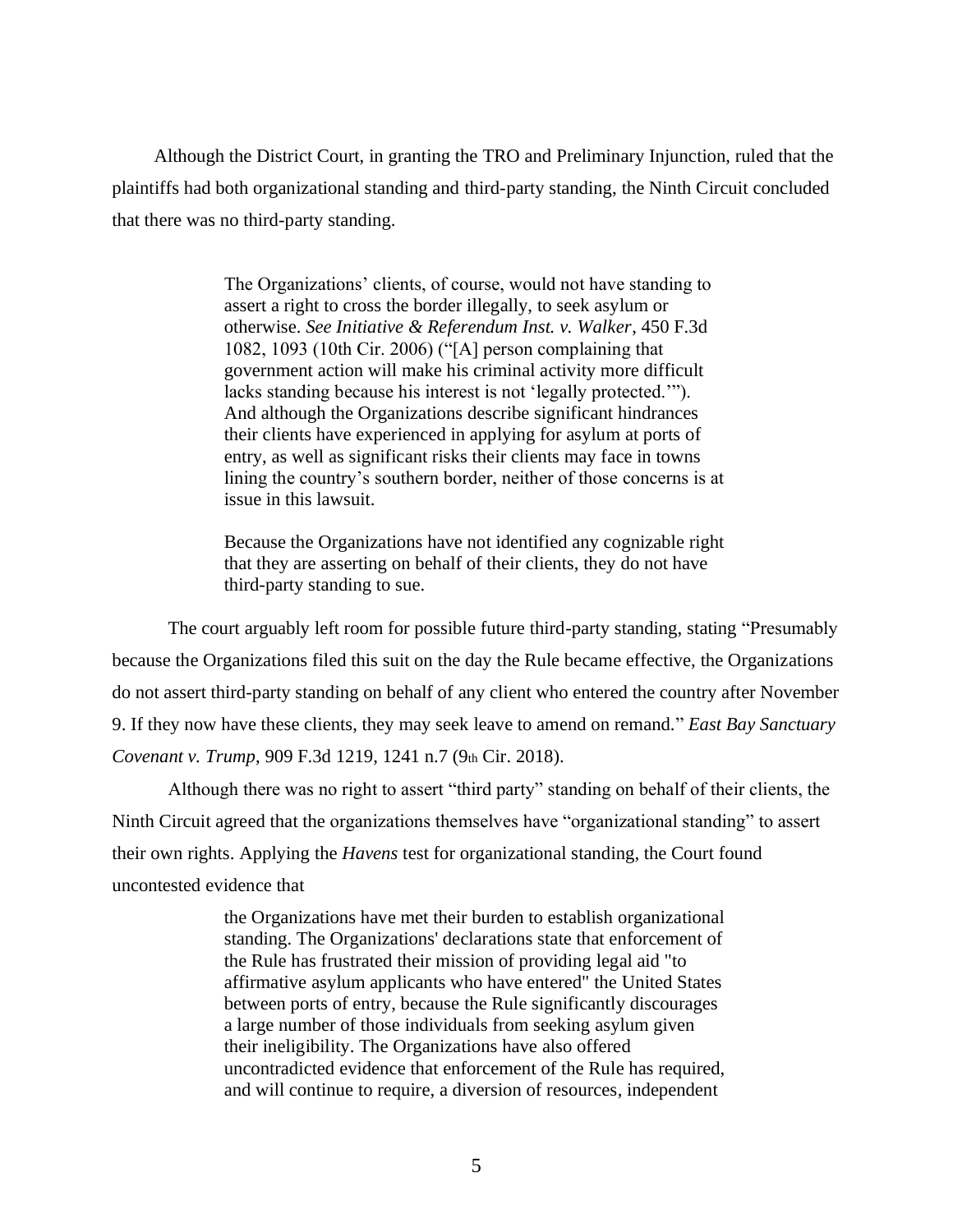Although the District Court, in granting the TRO and Preliminary Injunction, ruled that the plaintiffs had both organizational standing and third-party standing, the Ninth Circuit concluded that there was no third-party standing.

> The Organizations' clients, of course, would not have standing to assert a right to cross the border illegally, to seek asylum or otherwise. *See Initiative & Referendum Inst. v. Walker*, 450 F.3d 1082, 1093 (10th Cir. 2006) ("[A] person complaining that government action will make his criminal activity more difficult lacks standing because his interest is not 'legally protected.'"). And although the Organizations describe significant hindrances their clients have experienced in applying for asylum at ports of entry, as well as significant risks their clients may face in towns lining the country's southern border, neither of those concerns is at issue in this lawsuit.
>
> Because the Organizations have not identified any cognizable right that they are asserting on behalf of their clients, they do not have third-party standing to sue.

The court arguably left room for possible future third-party standing, stating "Presumably because the Organizations filed this suit on the day the Rule became effective, the Organizations do not assert third-party standing on behalf of any client who entered the country after November 9. If they now have these clients, they may seek leave to amend on remand." *East Bay Sanctuary Covenant v. Trump*, 909 F.3d 1219, 1241 n.7 (9th Cir. 2018).

Although there was no right to assert "third party" standing on behalf of their clients, the Ninth Circuit agreed that the organizations themselves have "organizational standing" to assert their own rights. Applying the *Havens* test for organizational standing, the Court found uncontested evidence that

> the Organizations have met their burden to establish organizational standing. The Organizations' declarations state that enforcement of the Rule has frustrated their mission of providing legal aid "to affirmative asylum applicants who have entered" the United States between ports of entry, because the Rule significantly discourages a large number of those individuals from seeking asylum given their ineligibility. The Organizations have also offered uncontradicted evidence that enforcement of the Rule has required, and will continue to require, a diversion of resources, independent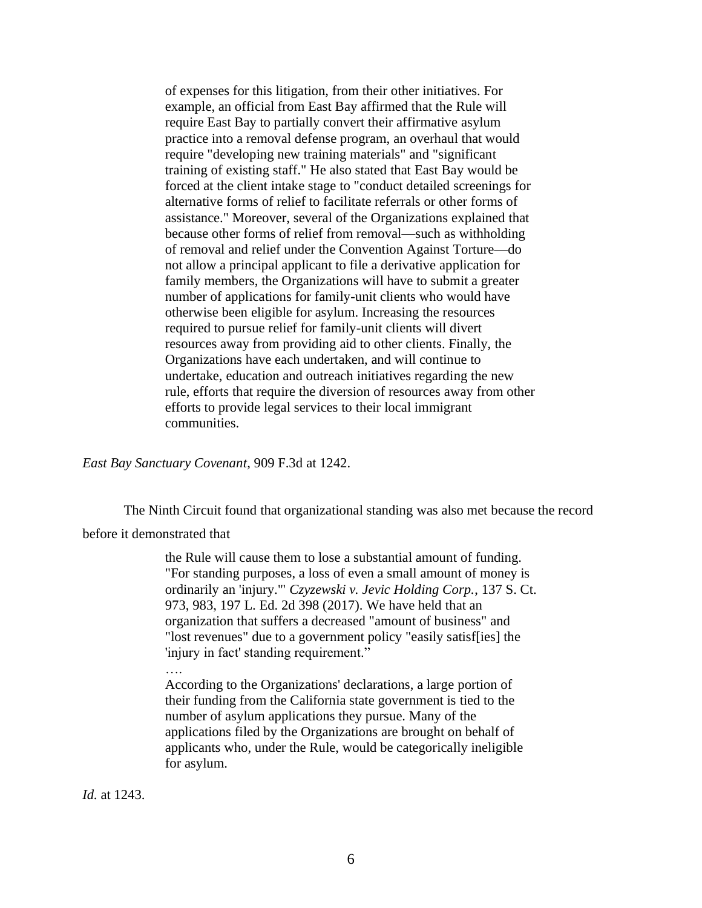> of expenses for this litigation, from their other initiatives. For example, an official from East Bay affirmed that the Rule will require East Bay to partially convert their affirmative asylum practice into a removal defense program, an overhaul that would require "developing new training materials" and "significant training of existing staff." He also stated that East Bay would be forced at the client intake stage to "conduct detailed screenings for alternative forms of relief to facilitate referrals or other forms of assistance." Moreover, several of the Organizations explained that because other forms of relief from removal—such as withholding of removal and relief under the Convention Against Torture—do not allow a principal applicant to file a derivative application for family members, the Organizations will have to submit a greater number of applications for family-unit clients who would have otherwise been eligible for asylum. Increasing the resources required to pursue relief for family-unit clients will divert resources away from providing aid to other clients. Finally, the Organizations have each undertaken, and will continue to undertake, education and outreach initiatives regarding the new rule, efforts that require the diversion of resources away from other efforts to provide legal services to their local immigrant communities.

*East Bay Sanctuary Covenant*, 909 F.3d at 1242.

The Ninth Circuit found that organizational standing was also met because the record before it demonstrated that

> the Rule will cause them to lose a substantial amount of funding. "For standing purposes, a loss of even a small amount of money is ordinarily an 'injury.'" *Czyzewski v. Jevic Holding Corp.*, 137 S. Ct. 973, 983, 197 L. Ed. 2d 398 (2017). We have held that an organization that suffers a decreased "amount of business" and "lost revenues" due to a government policy "easily satisf[ies] the 'injury in fact' standing requirement."
>
> ….
>
> According to the Organizations' declarations, a large portion of their funding from the California state government is tied to the number of asylum applications they pursue. Many of the applications filed by the Organizations are brought on behalf of applicants who, under the Rule, would be categorically ineligible for asylum.

*Id.* at 1243.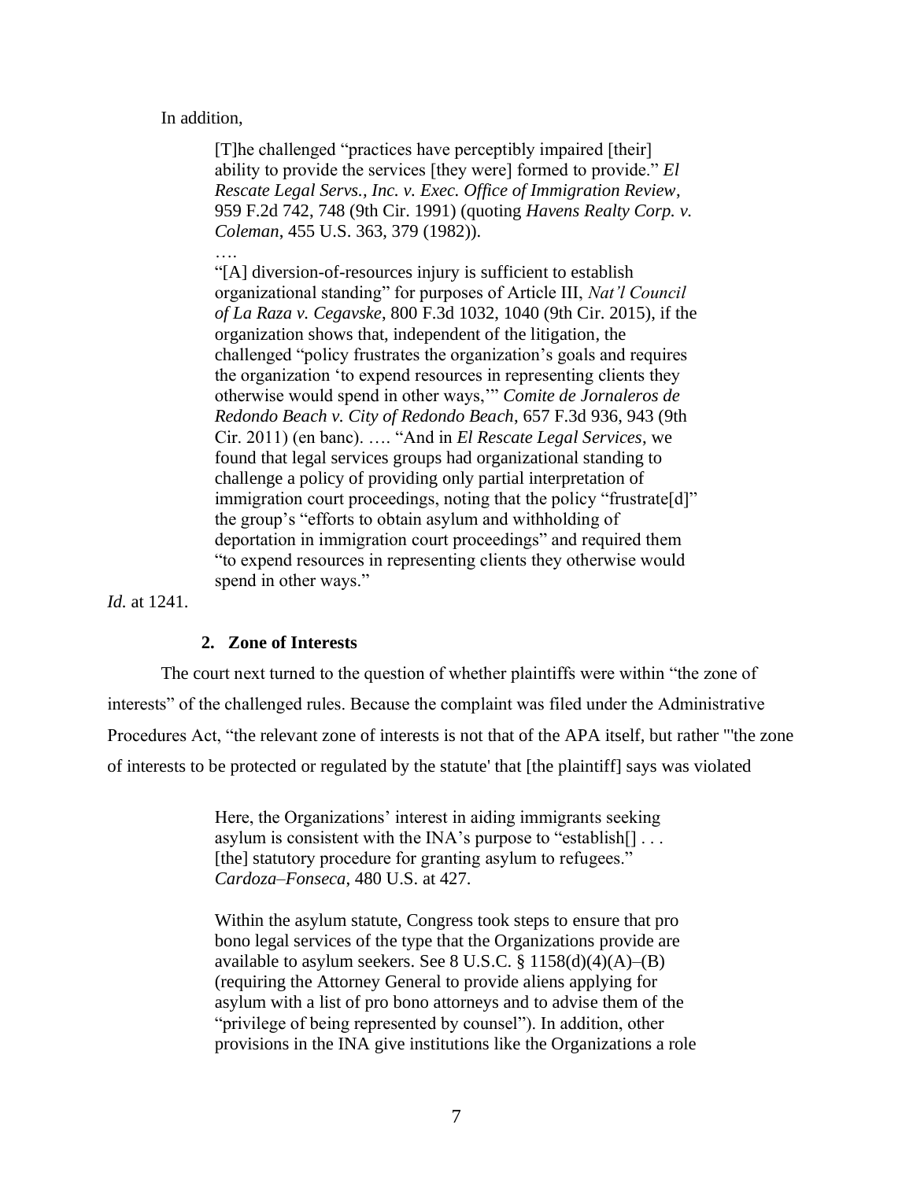In addition,

> [T]he challenged "practices have perceptibly impaired [their] ability to provide the services [they were] formed to provide." *El Rescate Legal Servs., Inc. v. Exec. Office of Immigration Review*, 959 F.2d 742, 748 (9th Cir. 1991) (quoting *Havens Realty Corp. v. Coleman*, 455 U.S. 363, 379 (1982)).
>
> ….
>
> "[A] diversion-of-resources injury is sufficient to establish organizational standing" for purposes of Article III, *Nat'l Council of La Raza v. Cegavske*, 800 F.3d 1032, 1040 (9th Cir. 2015), if the organization shows that, independent of the litigation, the challenged "policy frustrates the organization's goals and requires the organization 'to expend resources in representing clients they otherwise would spend in other ways,'" *Comite de Jornaleros de Redondo Beach v. City of Redondo Beach*, 657 F.3d 936, 943 (9th Cir. 2011) (en banc). …. "And in *El Rescate Legal Services*, we found that legal services groups had organizational standing to challenge a policy of providing only partial interpretation of immigration court proceedings, noting that the policy "frustrate[d]" the group's "efforts to obtain asylum and withholding of deportation in immigration court proceedings" and required them "to expend resources in representing clients they otherwise would spend in other ways."

*Id.* at 1241.

**2. Zone of Interests**

The court next turned to the question of whether plaintiffs were within "the zone of interests" of the challenged rules. Because the complaint was filed under the Administrative Procedures Act, "the relevant zone of interests is not that of the APA itself, but rather "'the zone of interests to be protected or regulated by the statute' that [the plaintiff] says was violated

> Here, the Organizations' interest in aiding immigrants seeking asylum is consistent with the INA's purpose to "establish[] . . . [the] statutory procedure for granting asylum to refugees." *Cardoza–Fonseca*, 480 U.S. at 427.
>
> Within the asylum statute, Congress took steps to ensure that pro bono legal services of the type that the Organizations provide are available to asylum seekers. See 8 U.S.C. § 1158(d)(4)(A)–(B) (requiring the Attorney General to provide aliens applying for asylum with a list of pro bono attorneys and to advise them of the "privilege of being represented by counsel"). In addition, other provisions in the INA give institutions like the Organizations a role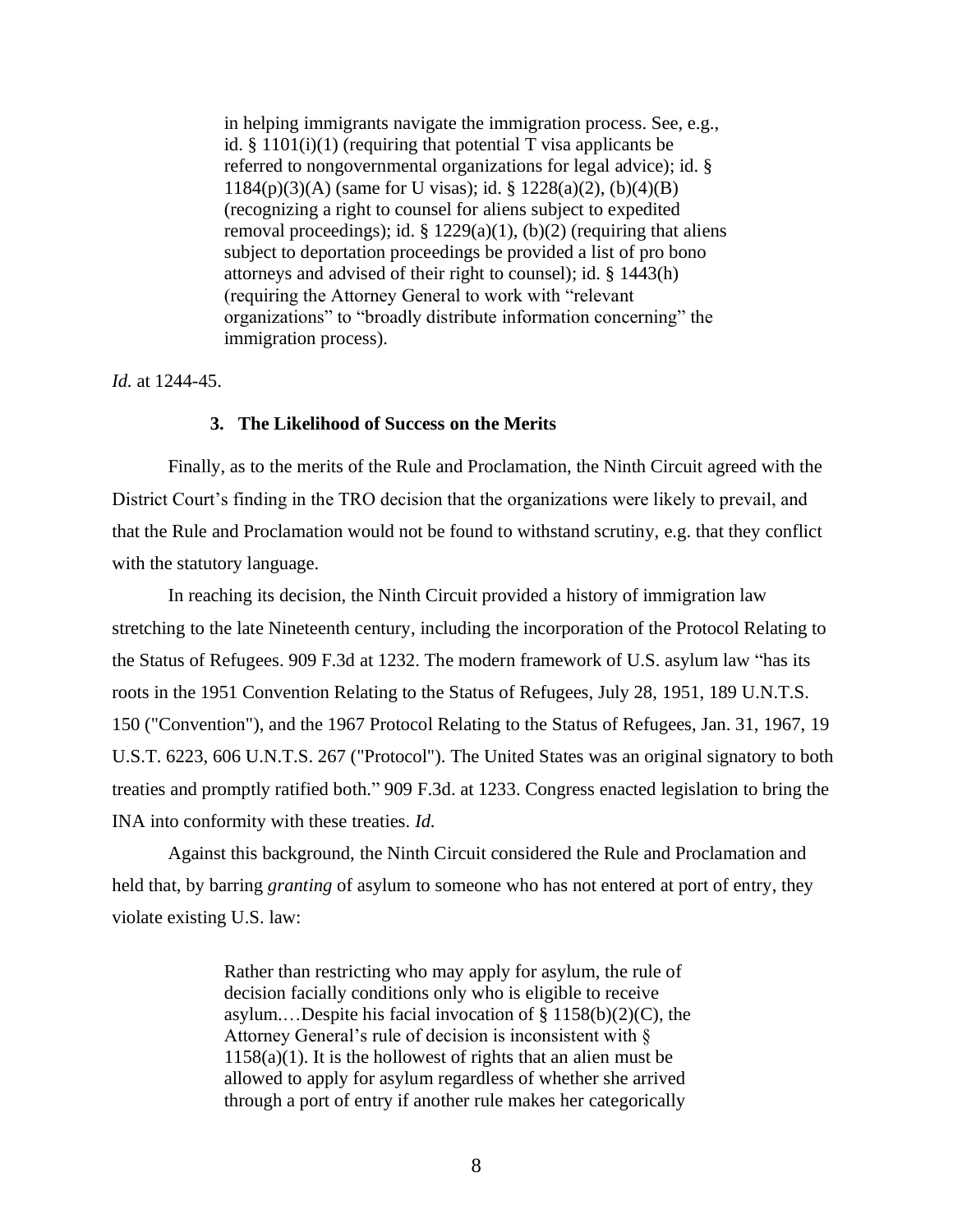> in helping immigrants navigate the immigration process. See, e.g., id. § 1101(i)(1) (requiring that potential T visa applicants be referred to nongovernmental organizations for legal advice); id. § 1184(p)(3)(A) (same for U visas); id. § 1228(a)(2), (b)(4)(B) (recognizing a right to counsel for aliens subject to expedited removal proceedings); id. § 1229(a)(1), (b)(2) (requiring that aliens subject to deportation proceedings be provided a list of pro bono attorneys and advised of their right to counsel); id. § 1443(h) (requiring the Attorney General to work with "relevant organizations" to "broadly distribute information concerning" the immigration process).

*Id.* at 1244-45.

### 3. The Likelihood of Success on the Merits

Finally, as to the merits of the Rule and Proclamation, the Ninth Circuit agreed with the District Court's finding in the TRO decision that the organizations were likely to prevail, and that the Rule and Proclamation would not be found to withstand scrutiny, e.g. that they conflict with the statutory language.

In reaching its decision, the Ninth Circuit provided a history of immigration law stretching to the late Nineteenth century, including the incorporation of the Protocol Relating to the Status of Refugees. 909 F.3d at 1232. The modern framework of U.S. asylum law "has its roots in the 1951 Convention Relating to the Status of Refugees, July 28, 1951, 189 U.N.T.S. 150 ("Convention"), and the 1967 Protocol Relating to the Status of Refugees, Jan. 31, 1967, 19 U.S.T. 6223, 606 U.N.T.S. 267 ("Protocol"). The United States was an original signatory to both treaties and promptly ratified both." 909 F.3d. at 1233. Congress enacted legislation to bring the INA into conformity with these treaties. *Id.*

Against this background, the Ninth Circuit considered the Rule and Proclamation and held that, by barring *granting* of asylum to someone who has not entered at port of entry, they violate existing U.S. law:

> Rather than restricting who may apply for asylum, the rule of decision facially conditions only who is eligible to receive asylum.…Despite his facial invocation of § 1158(b)(2)(C), the Attorney General's rule of decision is inconsistent with § 1158(a)(1). It is the hollowest of rights that an alien must be allowed to apply for asylum regardless of whether she arrived through a port of entry if another rule makes her categorically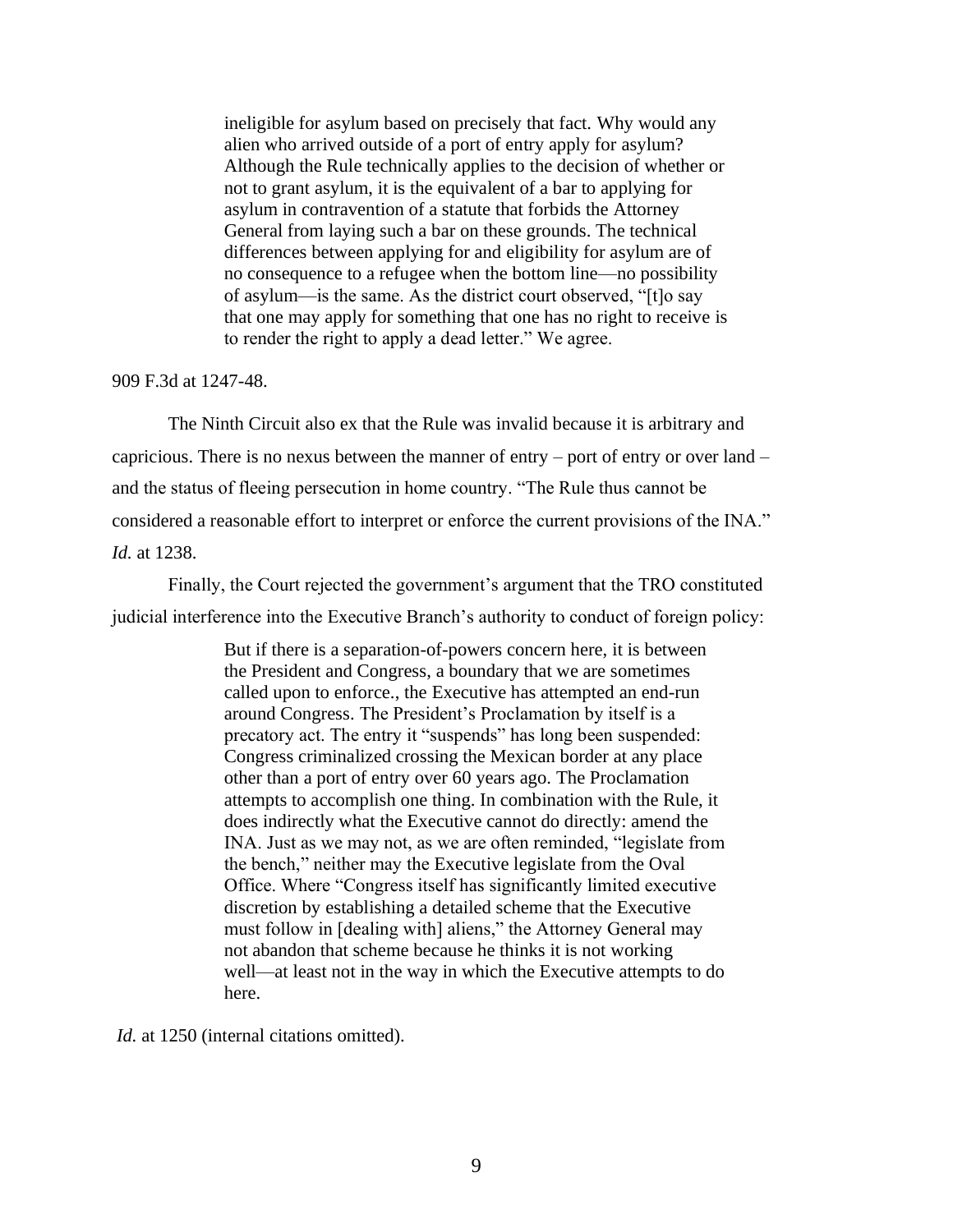> ineligible for asylum based on precisely that fact. Why would any alien who arrived outside of a port of entry apply for asylum? Although the Rule technically applies to the decision of whether or not to grant asylum, it is the equivalent of a bar to applying for asylum in contravention of a statute that forbids the Attorney General from laying such a bar on these grounds. The technical differences between applying for and eligibility for asylum are of no consequence to a refugee when the bottom line—no possibility of asylum—is the same. As the district court observed, "[t]o say that one may apply for something that one has no right to receive is to render the right to apply a dead letter." We agree.

909 F.3d at 1247-48.

The Ninth Circuit also ex that the Rule was invalid because it is arbitrary and capricious. There is no nexus between the manner of entry – port of entry or over land – and the status of fleeing persecution in home country. "The Rule thus cannot be considered a reasonable effort to interpret or enforce the current provisions of the INA." *Id.* at 1238.

Finally, the Court rejected the government's argument that the TRO constituted judicial interference into the Executive Branch's authority to conduct of foreign policy:

> But if there is a separation-of-powers concern here, it is between the President and Congress, a boundary that we are sometimes called upon to enforce., the Executive has attempted an end-run around Congress. The President's Proclamation by itself is a precatory act. The entry it "suspends" has long been suspended: Congress criminalized crossing the Mexican border at any place other than a port of entry over 60 years ago. The Proclamation attempts to accomplish one thing. In combination with the Rule, it does indirectly what the Executive cannot do directly: amend the INA. Just as we may not, as we are often reminded, "legislate from the bench," neither may the Executive legislate from the Oval Office. Where "Congress itself has significantly limited executive discretion by establishing a detailed scheme that the Executive must follow in [dealing with] aliens," the Attorney General may not abandon that scheme because he thinks it is not working well—at least not in the way in which the Executive attempts to do here.

*Id.* at 1250 (internal citations omitted).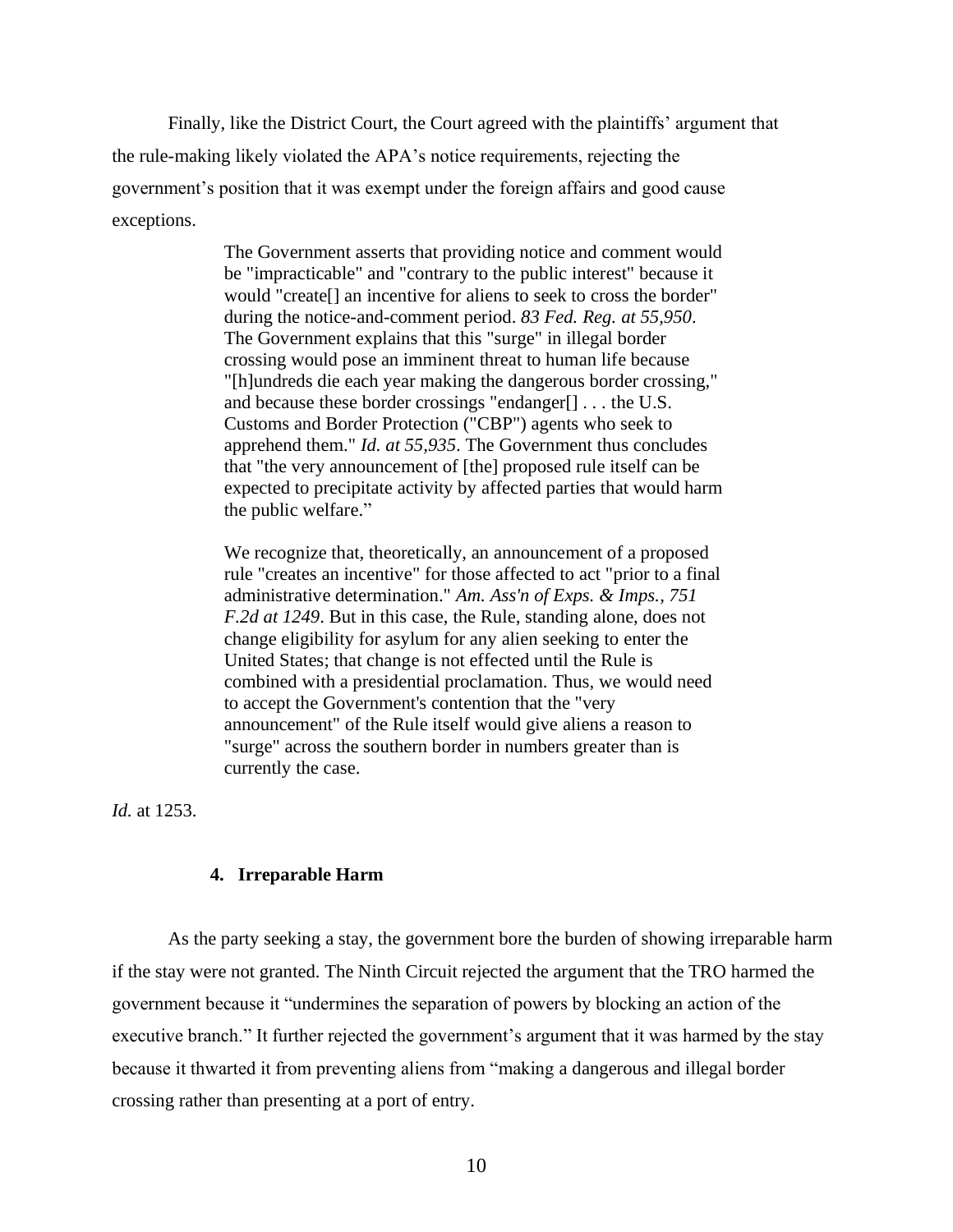Finally, like the District Court, the Court agreed with the plaintiffs' argument that the rule-making likely violated the APA's notice requirements, rejecting the government's position that it was exempt under the foreign affairs and good cause exceptions.

> The Government asserts that providing notice and comment would be "impracticable" and "contrary to the public interest" because it would "create[] an incentive for aliens to seek to cross the border" during the notice-and-comment period. *83 Fed. Reg. at 55,950*. The Government explains that this "surge" in illegal border crossing would pose an imminent threat to human life because "[h]undreds die each year making the dangerous border crossing," and because these border crossings "endanger[] . . . the U.S. Customs and Border Protection ("CBP") agents who seek to apprehend them." *Id. at 55,935*. The Government thus concludes that "the very announcement of [the] proposed rule itself can be expected to precipitate activity by affected parties that would harm the public welfare."
>
> We recognize that, theoretically, an announcement of a proposed rule "creates an incentive" for those affected to act "prior to a final administrative determination." *Am. Ass'n of Exps. & Imps., 751 F.2d at 1249*. But in this case, the Rule, standing alone, does not change eligibility for asylum for any alien seeking to enter the United States; that change is not effected until the Rule is combined with a presidential proclamation. Thus, we would need to accept the Government's contention that the "very announcement" of the Rule itself would give aliens a reason to "surge" across the southern border in numbers greater than is currently the case.

*Id.* at 1253.

#### 4. Irreparable Harm

As the party seeking a stay, the government bore the burden of showing irreparable harm if the stay were not granted. The Ninth Circuit rejected the argument that the TRO harmed the government because it "undermines the separation of powers by blocking an action of the executive branch." It further rejected the government's argument that it was harmed by the stay because it thwarted it from preventing aliens from "making a dangerous and illegal border crossing rather than presenting at a port of entry.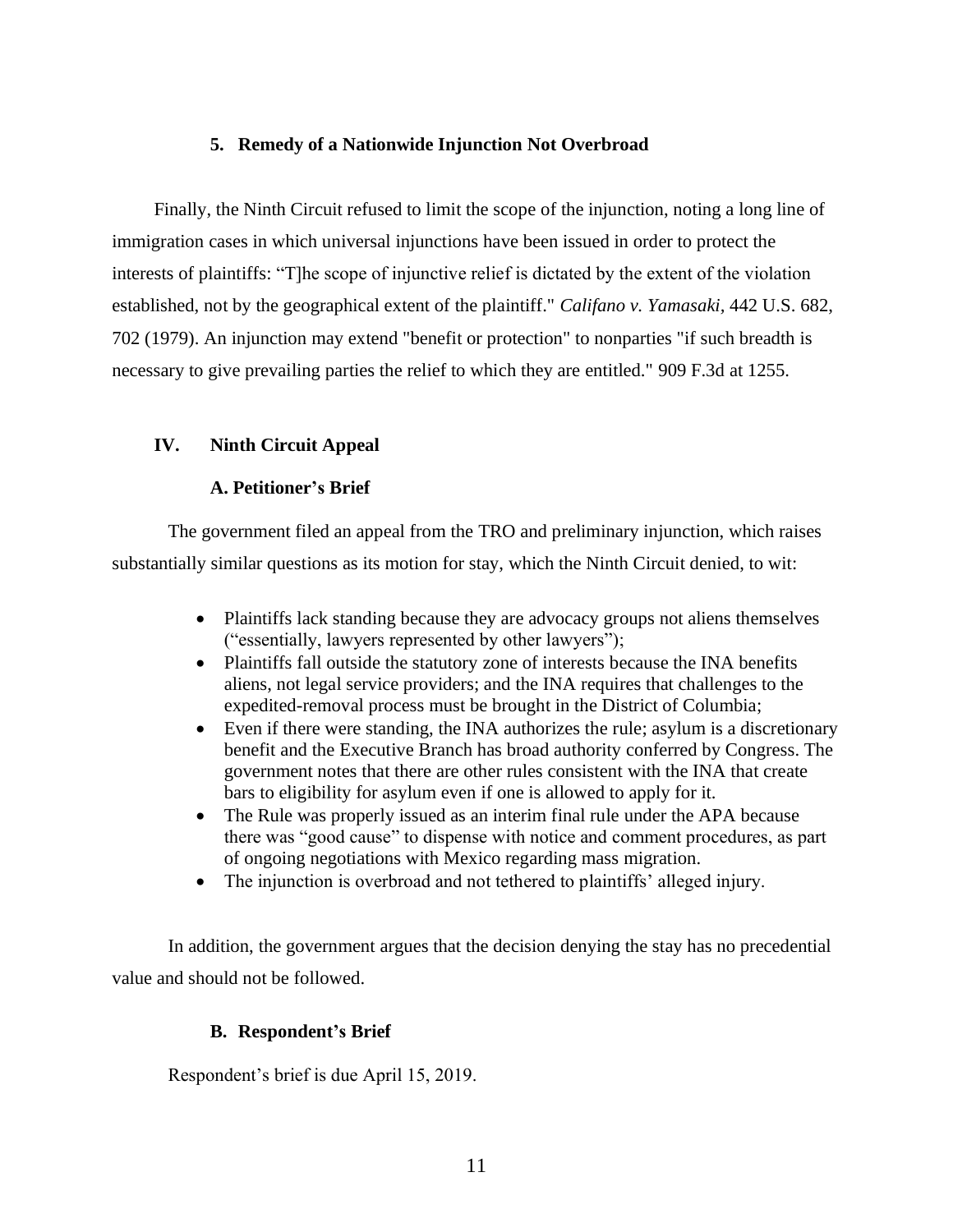### 5. Remedy of a Nationwide Injunction Not Overbroad

Finally, the Ninth Circuit refused to limit the scope of the injunction, noting a long line of immigration cases in which universal injunctions have been issued in order to protect the interests of plaintiffs: "T]he scope of injunctive relief is dictated by the extent of the violation established, not by the geographical extent of the plaintiff." *Califano v. Yamasaki*, 442 U.S. 682, 702 (1979). An injunction may extend "benefit or protection" to nonparties "if such breadth is necessary to give prevailing parties the relief to which they are entitled." 909 F.3d at 1255.

## IV. Ninth Circuit Appeal

### A. Petitioner's Brief

The government filed an appeal from the TRO and preliminary injunction, which raises substantially similar questions as its motion for stay, which the Ninth Circuit denied, to wit:

- Plaintiffs lack standing because they are advocacy groups not aliens themselves ("essentially, lawyers represented by other lawyers");
- Plaintiffs fall outside the statutory zone of interests because the INA benefits aliens, not legal service providers; and the INA requires that challenges to the expedited-removal process must be brought in the District of Columbia;
- Even if there were standing, the INA authorizes the rule; asylum is a discretionary benefit and the Executive Branch has broad authority conferred by Congress. The government notes that there are other rules consistent with the INA that create bars to eligibility for asylum even if one is allowed to apply for it.
- The Rule was properly issued as an interim final rule under the APA because there was "good cause" to dispense with notice and comment procedures, as part of ongoing negotiations with Mexico regarding mass migration.
- The injunction is overbroad and not tethered to plaintiffs' alleged injury.

In addition, the government argues that the decision denying the stay has no precedential value and should not be followed.

### B. Respondent's Brief

Respondent's brief is due April 15, 2019.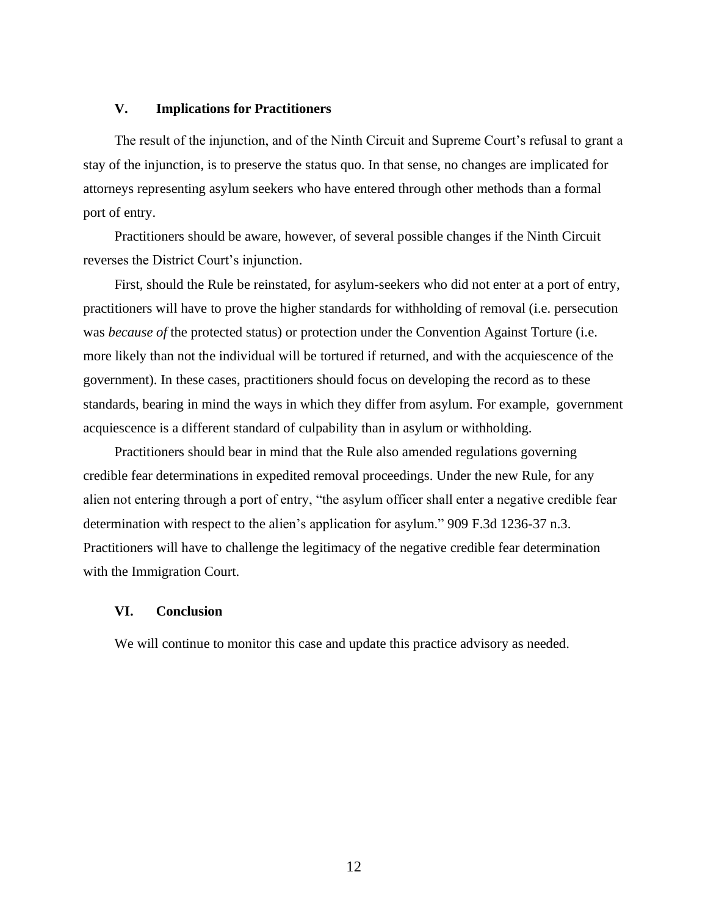## V. Implications for Practitioners

The result of the injunction, and of the Ninth Circuit and Supreme Court's refusal to grant a stay of the injunction, is to preserve the status quo. In that sense, no changes are implicated for attorneys representing asylum seekers who have entered through other methods than a formal port of entry.

Practitioners should be aware, however, of several possible changes if the Ninth Circuit reverses the District Court's injunction.

First, should the Rule be reinstated, for asylum-seekers who did not enter at a port of entry, practitioners will have to prove the higher standards for withholding of removal (i.e. persecution was *because of* the protected status) or protection under the Convention Against Torture (i.e. more likely than not the individual will be tortured if returned, and with the acquiescence of the government). In these cases, practitioners should focus on developing the record as to these standards, bearing in mind the ways in which they differ from asylum. For example, government acquiescence is a different standard of culpability than in asylum or withholding.

Practitioners should bear in mind that the Rule also amended regulations governing credible fear determinations in expedited removal proceedings. Under the new Rule, for any alien not entering through a port of entry, "the asylum officer shall enter a negative credible fear determination with respect to the alien's application for asylum." 909 F.3d 1236-37 n.3. Practitioners will have to challenge the legitimacy of the negative credible fear determination with the Immigration Court.

## VI. Conclusion

We will continue to monitor this case and update this practice advisory as needed.